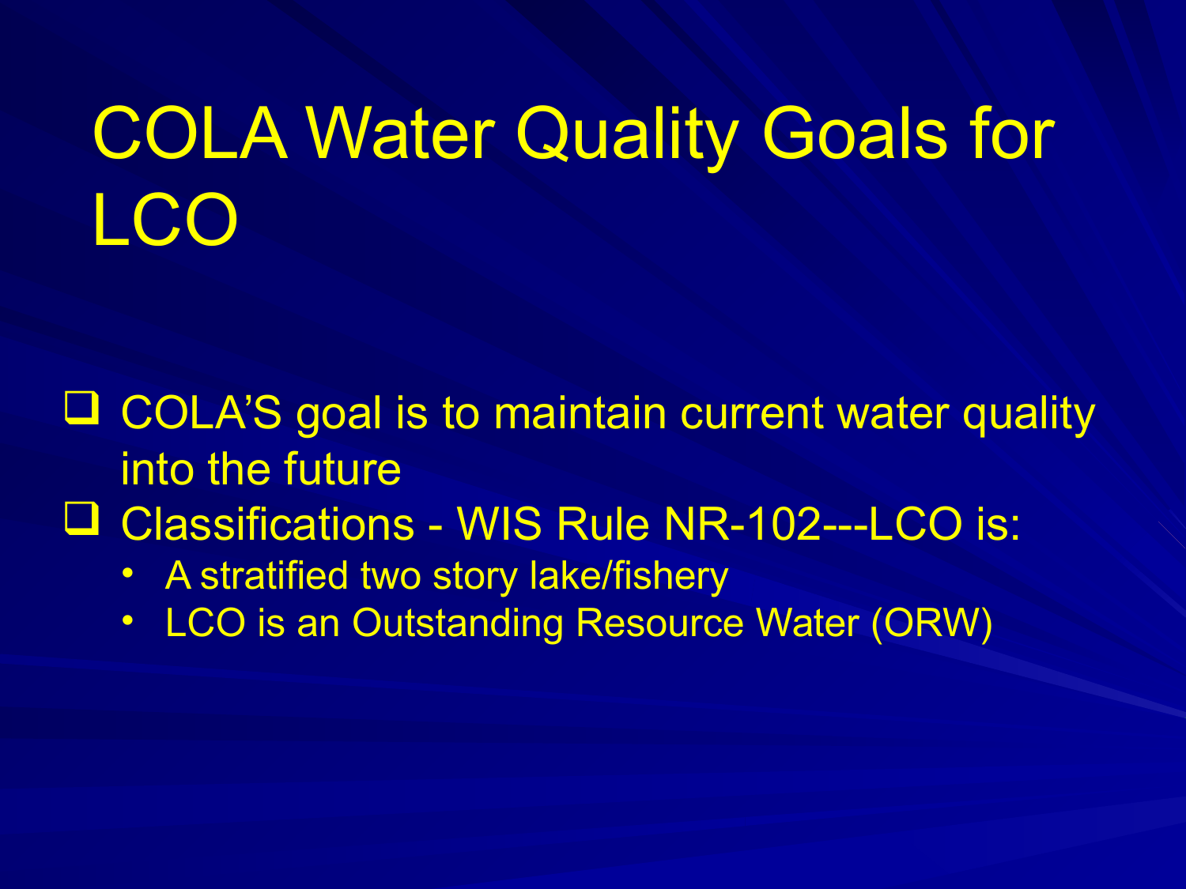# COLA Water Quality Goals for LCO

- COLA'S goal is to maintain current water quality into the future
- Classifications - WIS Rule NR-102---LCO is:
  - A stratified two story lake/fishery
  - LCO is an Outstanding Resource Water (ORW)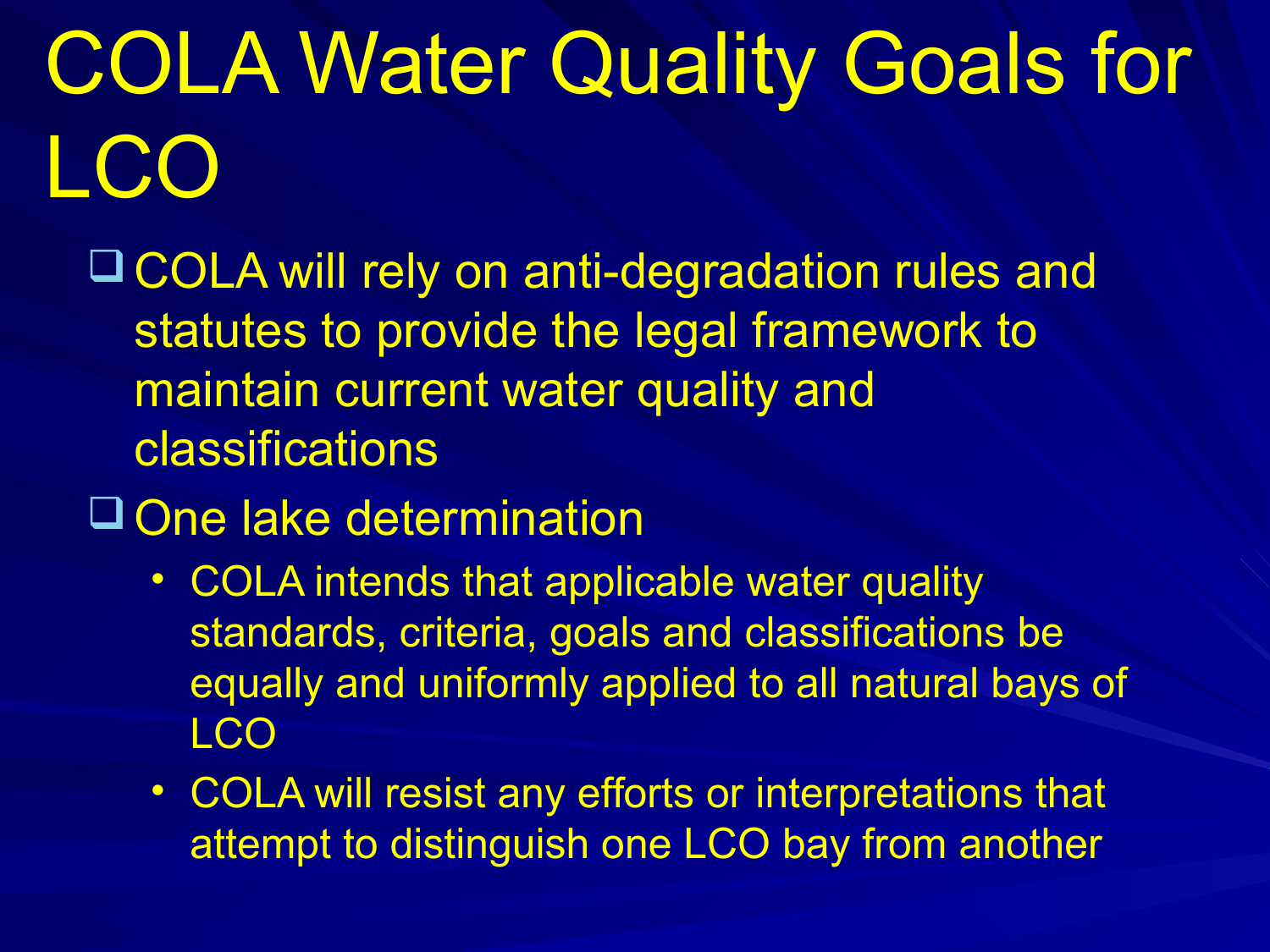# COLA Water Quality Goals for LCO

- COLA will rely on anti-degradation rules and statutes to provide the legal framework to maintain current water quality and classifications
- One lake determination
  - COLA intends that applicable water quality standards, criteria, goals and classifications be equally and uniformly applied to all natural bays of LCO
  - COLA will resist any efforts or interpretations that attempt to distinguish one LCO bay from another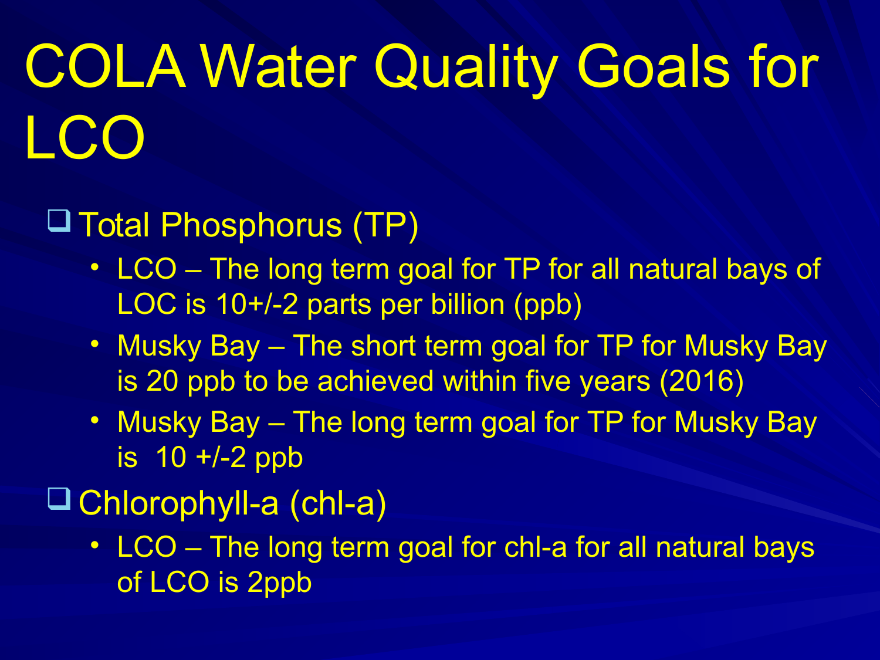# COLA Water Quality Goals for LCO

- Total Phosphorus (TP)
  - LCO – The long term goal for TP for all natural bays of LOC is 10+/-2 parts per billion (ppb)
  - Musky Bay – The short term goal for TP for Musky Bay is 20 ppb to be achieved within five years (2016)
  - Musky Bay – The long term goal for TP for Musky Bay is 10 +/-2 ppb
- Chlorophyll-a (chl-a)
  - LCO – The long term goal for chl-a for all natural bays of LCO is 2ppb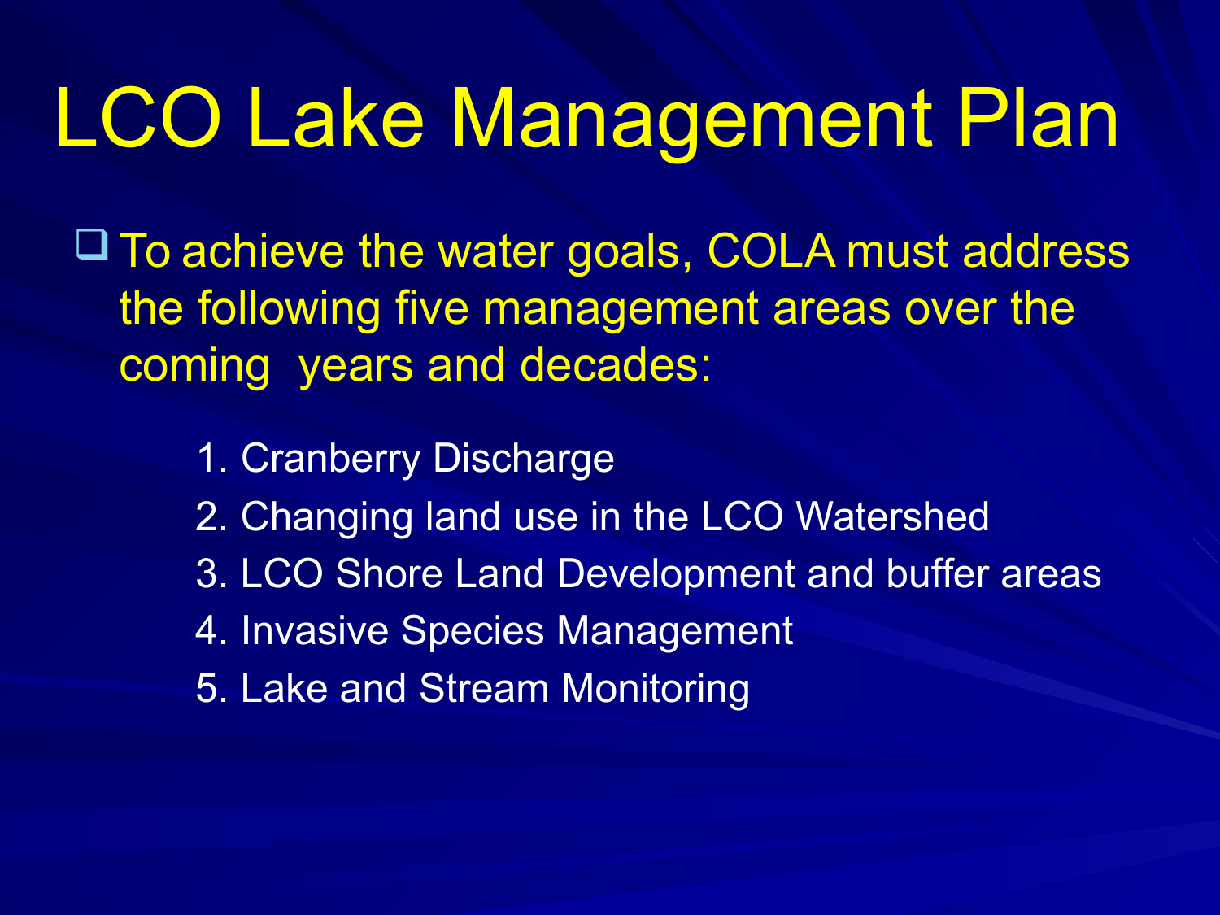# LCO Lake Management Plan

- To achieve the water goals, COLA must address the following five management areas over the coming  years and decades:

  1. Cranberry Discharge
  2. Changing land use in the LCO Watershed
  3. LCO Shore Land Development and buffer areas
  4. Invasive Species Management
  5. Lake and Stream Monitoring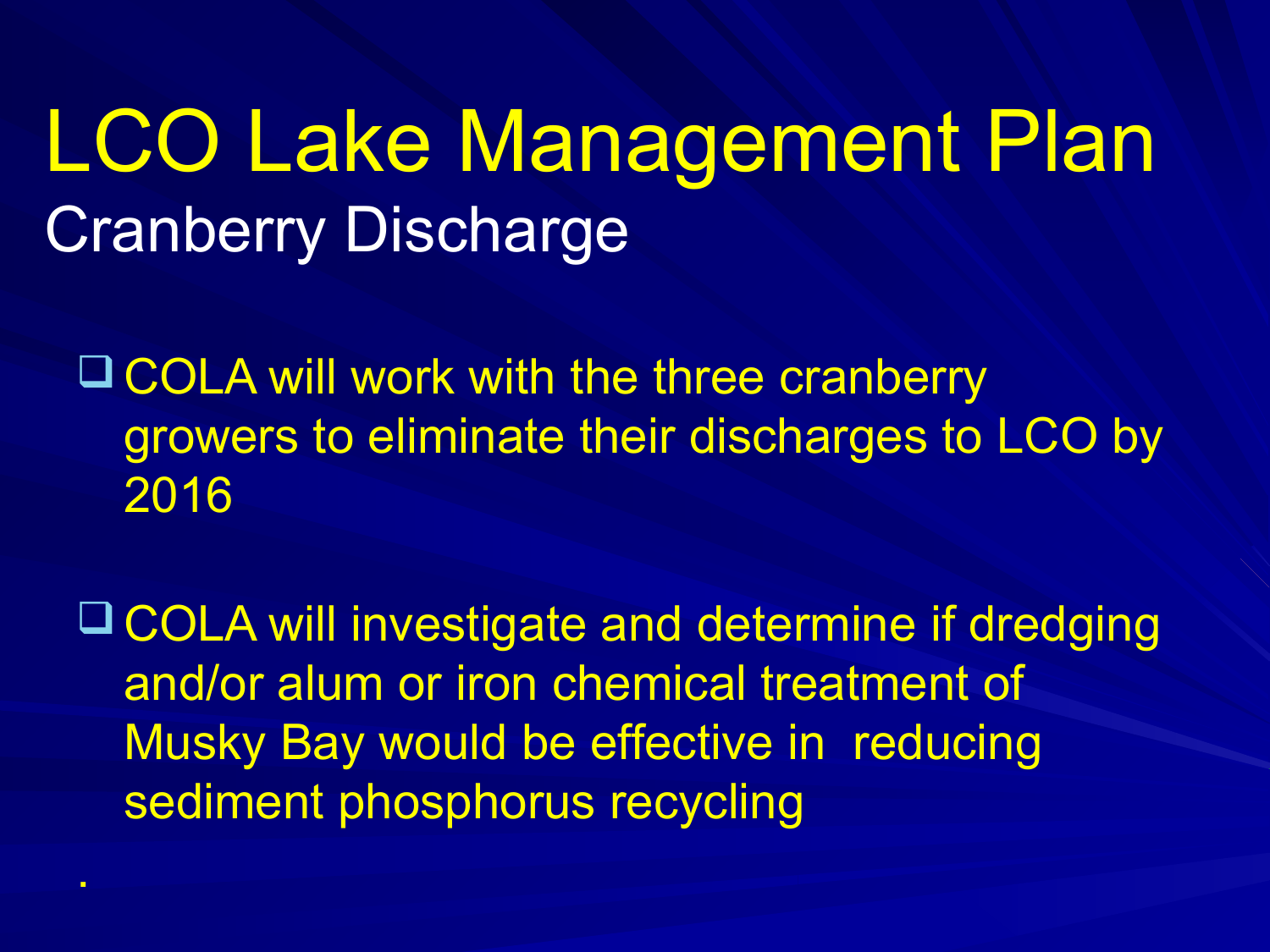# LCO Lake Management Plan

## Cranberry Discharge

- COLA will work with the three cranberry growers to eliminate their discharges to LCO by 2016

- COLA will investigate and determine if dredging and/or alum or iron chemical treatment of Musky Bay would be effective in reducing sediment phosphorus recycling

.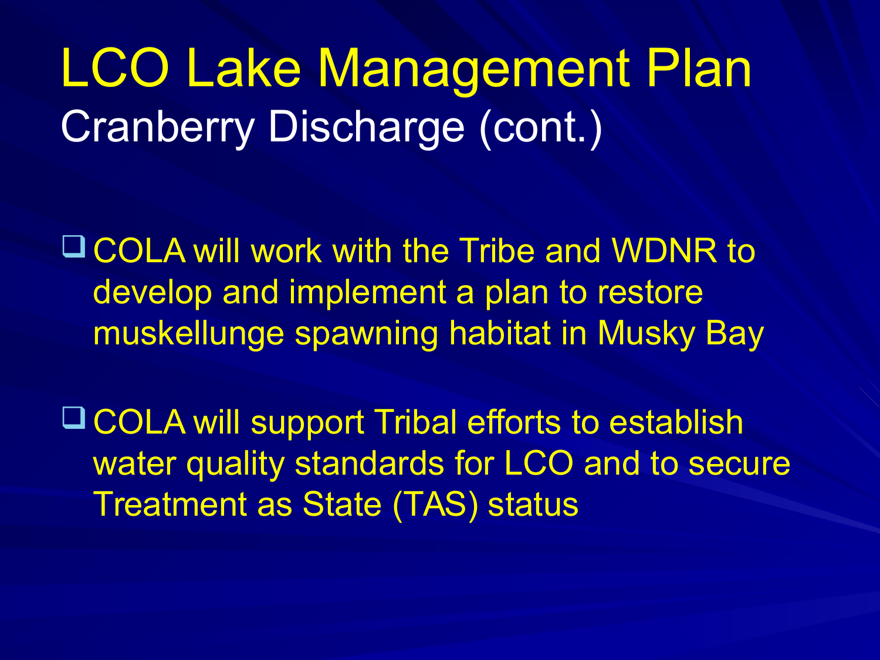# LCO Lake Management Plan

## Cranberry Discharge (cont.)

- COLA will work with the Tribe and WDNR to develop and implement a plan to restore muskellunge spawning habitat in Musky Bay
- COLA will support Tribal efforts to establish water quality standards for LCO and to secure Treatment as State (TAS) status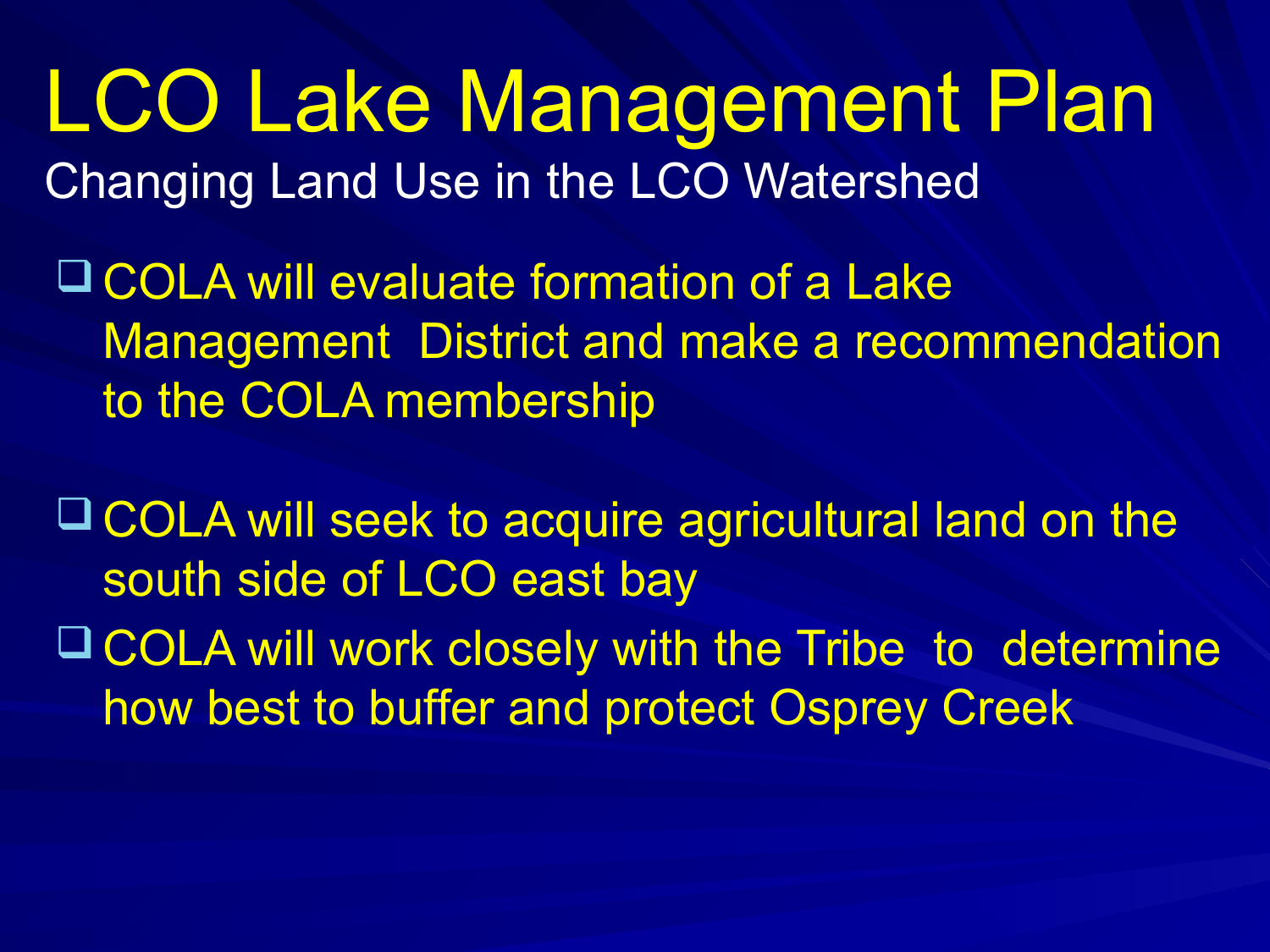# LCO Lake Management Plan

## Changing Land Use in the LCO Watershed

- COLA will evaluate formation of a Lake Management District and make a recommendation to the COLA membership
- COLA will seek to acquire agricultural land on the south side of LCO east bay
- COLA will work closely with the Tribe to determine how best to buffer and protect Osprey Creek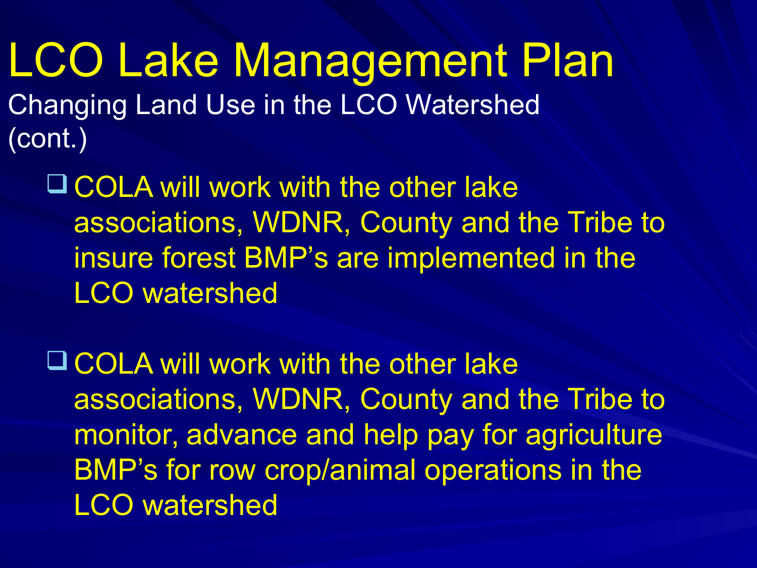# LCO Lake Management Plan

Changing Land Use in the LCO Watershed (cont.)

- COLA will work with the other lake associations, WDNR, County and the Tribe to insure forest BMP's are implemented in the LCO watershed

- COLA will work with the other lake associations, WDNR, County and the Tribe to monitor, advance and help pay for agriculture BMP's for row crop/animal operations in the LCO watershed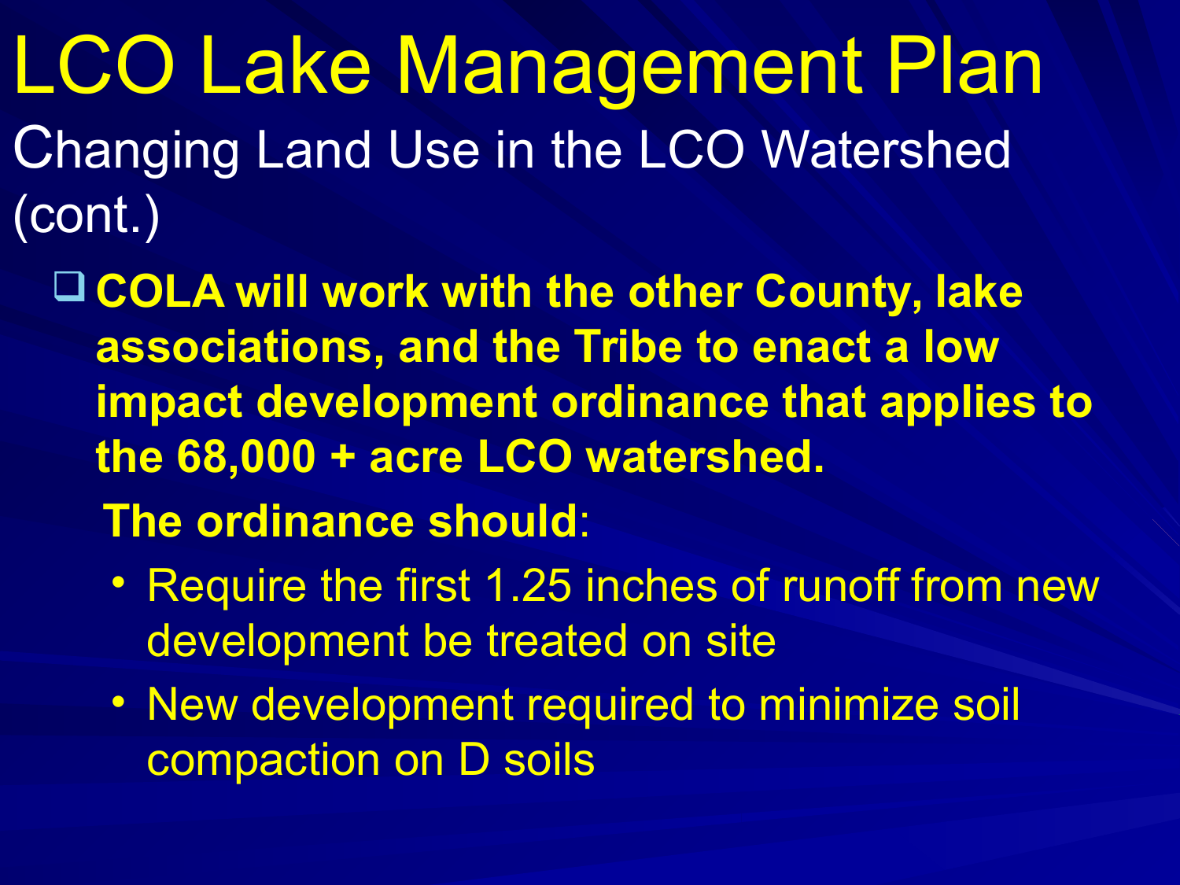# LCO Lake Management Plan

## Changing Land Use in the LCO Watershed (cont.)

- **COLA will work with the other County, lake associations, and the Tribe to enact a low impact development ordinance that applies to the 68,000 + acre LCO watershed.**

  **The ordinance should**:

  - Require the first 1.25 inches of runoff from new development be treated on site
  - New development required to minimize soil compaction on D soils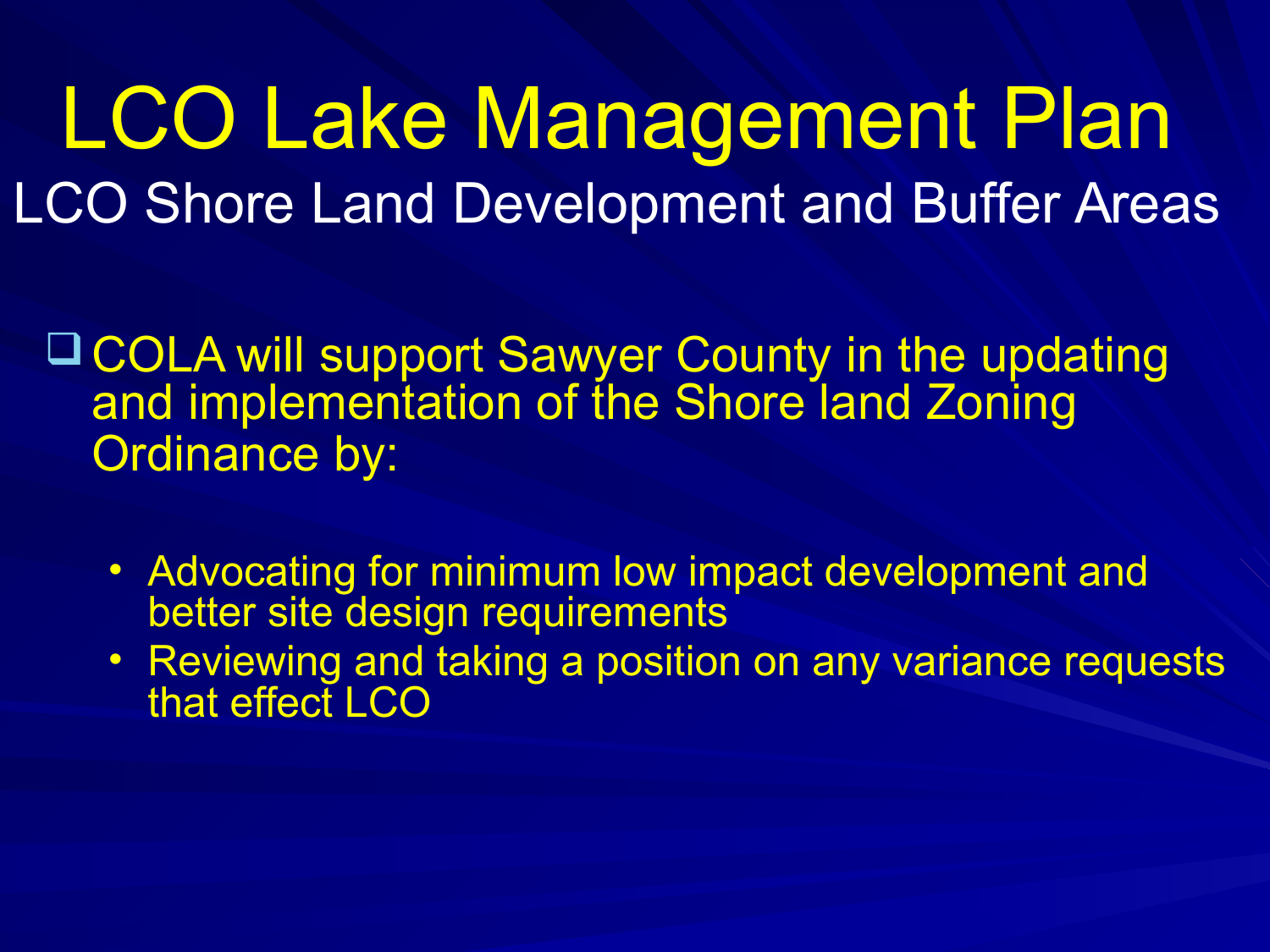# LCO Lake Management Plan

## LCO Shore Land Development and Buffer Areas

- COLA will support Sawyer County in the updating and implementation of the Shore land Zoning Ordinance by:
  - Advocating for minimum low impact development and better site design requirements
  - Reviewing and taking a position on any variance requests that effect LCO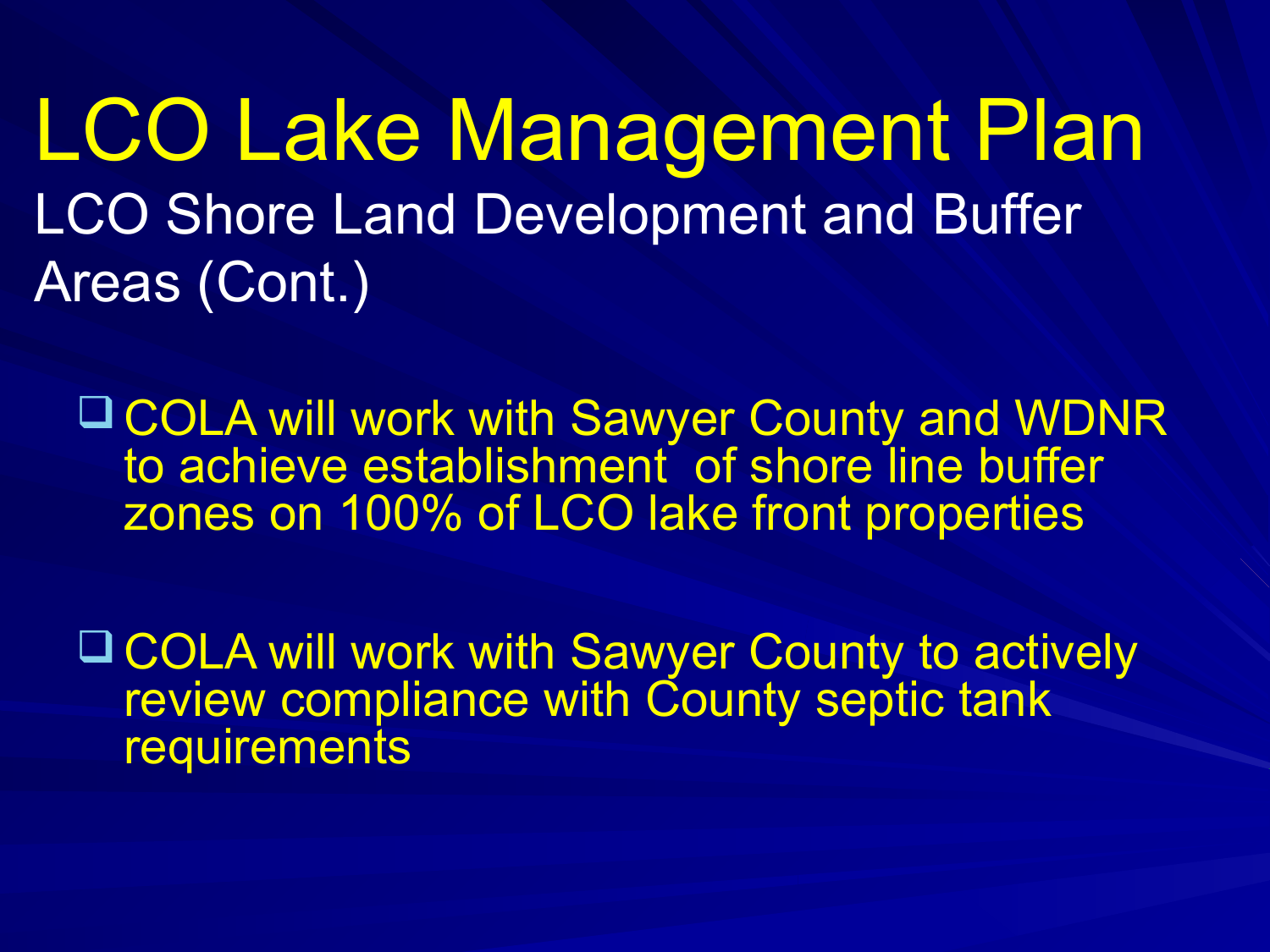# LCO Lake Management Plan

## LCO Shore Land Development and Buffer Areas (Cont.)

- COLA will work with Sawyer County and WDNR to achieve establishment of shore line buffer zones on 100% of LCO lake front properties
- COLA will work with Sawyer County to actively review compliance with County septic tank requirements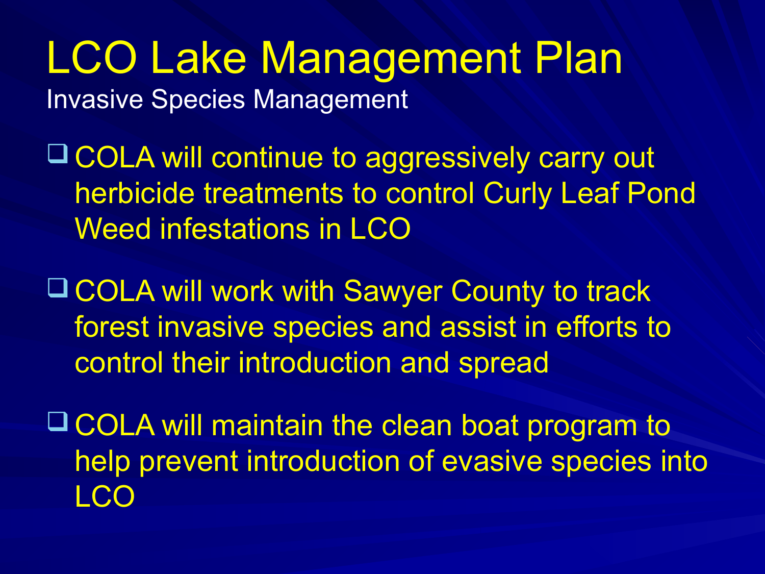# LCO Lake Management Plan

## Invasive Species Management

- COLA will continue to aggressively carry out herbicide treatments to control Curly Leaf Pond Weed infestations in LCO
- COLA will work with Sawyer County to track forest invasive species and assist in efforts to control their introduction and spread
- COLA will maintain the clean boat program to help prevent introduction of evasive species into LCO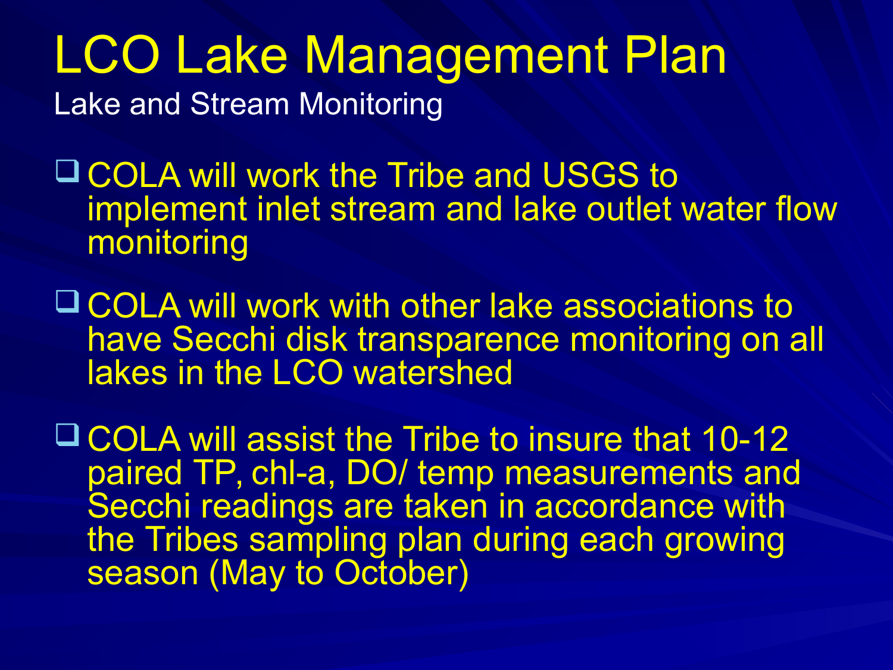# LCO Lake Management Plan

## Lake and Stream Monitoring

- COLA will work the Tribe and USGS to implement inlet stream and lake outlet water flow monitoring
- COLA will work with other lake associations to have Secchi disk transparence monitoring on all lakes in the LCO watershed
- COLA will assist the Tribe to insure that 10-12 paired TP, chl-a, DO/ temp measurements and Secchi readings are taken in accordance with the Tribes sampling plan during each growing season (May to October)